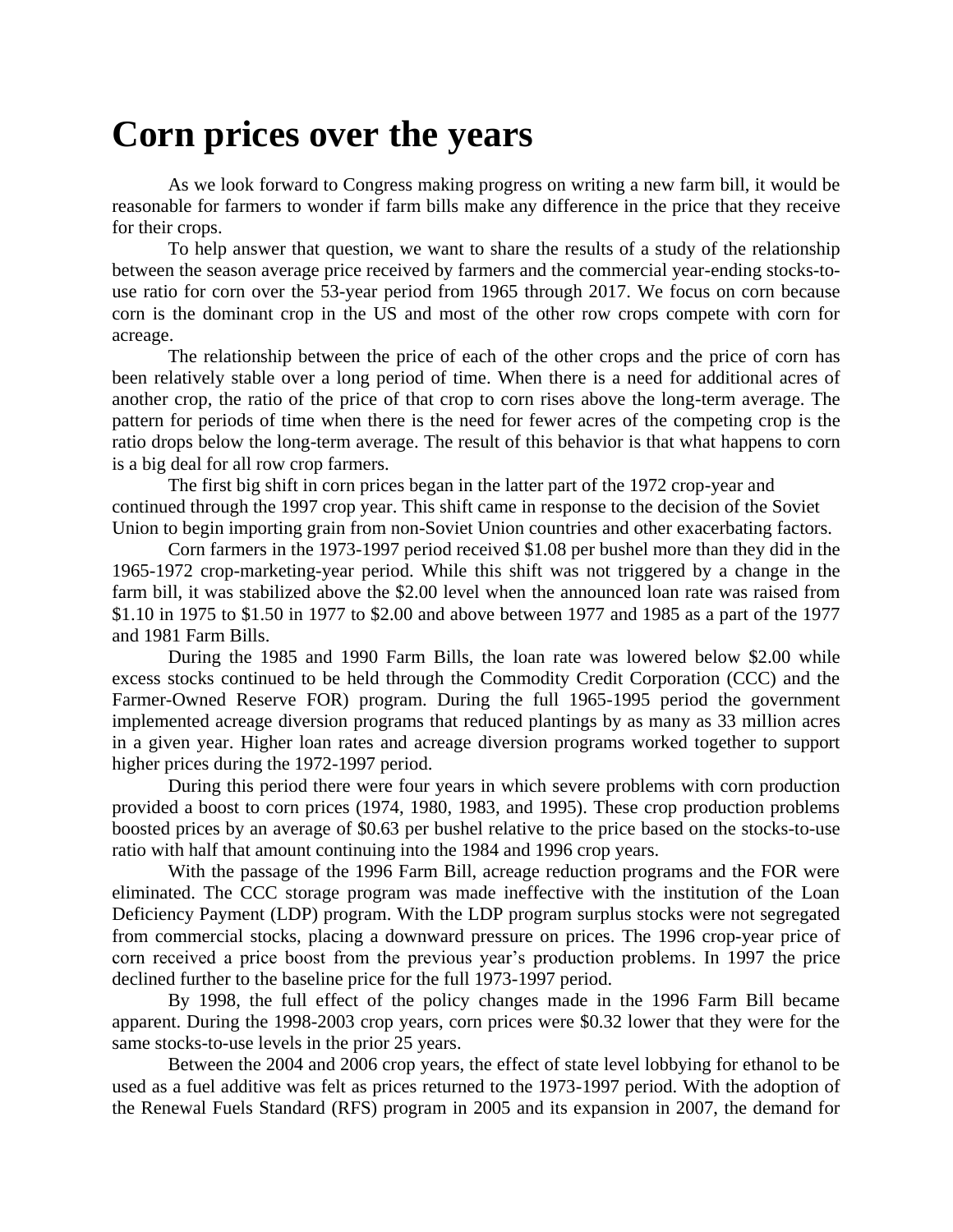# Corn prices over the years

As we look forward to Congress making progress on writing a new farm bill, it would be reasonable for farmers to wonder if farm bills make any difference in the price that they receive for their crops.

To help answer that question, we want to share the results of a study of the relationship between the season average price received by farmers and the commercial year-ending stocks-to-use ratio for corn over the 53-year period from 1965 through 2017. We focus on corn because corn is the dominant crop in the US and most of the other row crops compete with corn for acreage.

The relationship between the price of each of the other crops and the price of corn has been relatively stable over a long period of time. When there is a need for additional acres of another crop, the ratio of the price of that crop to corn rises above the long-term average. The pattern for periods of time when there is the need for fewer acres of the competing crop is the ratio drops below the long-term average. The result of this behavior is that what happens to corn is a big deal for all row crop farmers.

The first big shift in corn prices began in the latter part of the 1972 crop-year and continued through the 1997 crop year. This shift came in response to the decision of the Soviet Union to begin importing grain from non-Soviet Union countries and other exacerbating factors.

Corn farmers in the 1973-1997 period received $1.08 per bushel more than they did in the 1965-1972 crop-marketing-year period. While this shift was not triggered by a change in the farm bill, it was stabilized above the $2.00 level when the announced loan rate was raised from $1.10 in 1975 to $1.50 in 1977 to $2.00 and above between 1977 and 1985 as a part of the 1977 and 1981 Farm Bills.

During the 1985 and 1990 Farm Bills, the loan rate was lowered below $2.00 while excess stocks continued to be held through the Commodity Credit Corporation (CCC) and the Farmer-Owned Reserve FOR) program. During the full 1965-1995 period the government implemented acreage diversion programs that reduced plantings by as many as 33 million acres in a given year. Higher loan rates and acreage diversion programs worked together to support higher prices during the 1972-1997 period.

During this period there were four years in which severe problems with corn production provided a boost to corn prices (1974, 1980, 1983, and 1995). These crop production problems boosted prices by an average of $0.63 per bushel relative to the price based on the stocks-to-use ratio with half that amount continuing into the 1984 and 1996 crop years.

With the passage of the 1996 Farm Bill, acreage reduction programs and the FOR were eliminated. The CCC storage program was made ineffective with the institution of the Loan Deficiency Payment (LDP) program. With the LDP program surplus stocks were not segregated from commercial stocks, placing a downward pressure on prices. The 1996 crop-year price of corn received a price boost from the previous year's production problems. In 1997 the price declined further to the baseline price for the full 1973-1997 period.

By 1998, the full effect of the policy changes made in the 1996 Farm Bill became apparent. During the 1998-2003 crop years, corn prices were $0.32 lower that they were for the same stocks-to-use levels in the prior 25 years.

Between the 2004 and 2006 crop years, the effect of state level lobbying for ethanol to be used as a fuel additive was felt as prices returned to the 1973-1997 period. With the adoption of the Renewal Fuels Standard (RFS) program in 2005 and its expansion in 2007, the demand for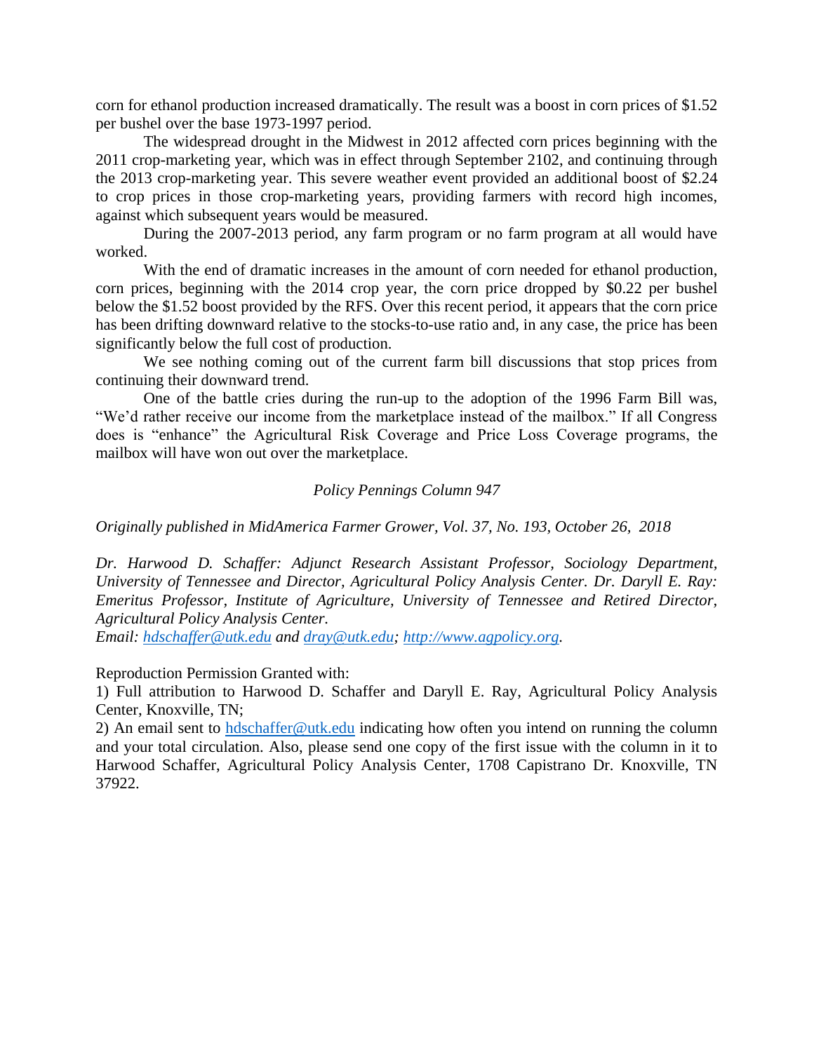corn for ethanol production increased dramatically. The result was a boost in corn prices of $1.52 per bushel over the base 1973-1997 period.

The widespread drought in the Midwest in 2012 affected corn prices beginning with the 2011 crop-marketing year, which was in effect through September 2102, and continuing through the 2013 crop-marketing year. This severe weather event provided an additional boost of $2.24 to crop prices in those crop-marketing years, providing farmers with record high incomes, against which subsequent years would be measured.

During the 2007-2013 period, any farm program or no farm program at all would have worked.

With the end of dramatic increases in the amount of corn needed for ethanol production, corn prices, beginning with the 2014 crop year, the corn price dropped by $0.22 per bushel below the $1.52 boost provided by the RFS. Over this recent period, it appears that the corn price has been drifting downward relative to the stocks-to-use ratio and, in any case, the price has been significantly below the full cost of production.

We see nothing coming out of the current farm bill discussions that stop prices from continuing their downward trend.

One of the battle cries during the run-up to the adoption of the 1996 Farm Bill was, "We'd rather receive our income from the marketplace instead of the mailbox." If all Congress does is "enhance" the Agricultural Risk Coverage and Price Loss Coverage programs, the mailbox will have won out over the marketplace.

*Policy Pennings Column 947*

*Originally published in MidAmerica Farmer Grower, Vol. 37, No. 193, October 26, 2018*

*Dr. Harwood D. Schaffer: Adjunct Research Assistant Professor, Sociology Department, University of Tennessee and Director, Agricultural Policy Analysis Center. Dr. Daryll E. Ray: Emeritus Professor, Institute of Agriculture, University of Tennessee and Retired Director, Agricultural Policy Analysis Center.*
*Email: hdschaffer@utk.edu and dray@utk.edu; http://www.agpolicy.org.*

Reproduction Permission Granted with:
1) Full attribution to Harwood D. Schaffer and Daryll E. Ray, Agricultural Policy Analysis Center, Knoxville, TN;
2) An email sent to hdschaffer@utk.edu indicating how often you intend on running the column and your total circulation. Also, please send one copy of the first issue with the column in it to Harwood Schaffer, Agricultural Policy Analysis Center, 1708 Capistrano Dr. Knoxville, TN 37922.